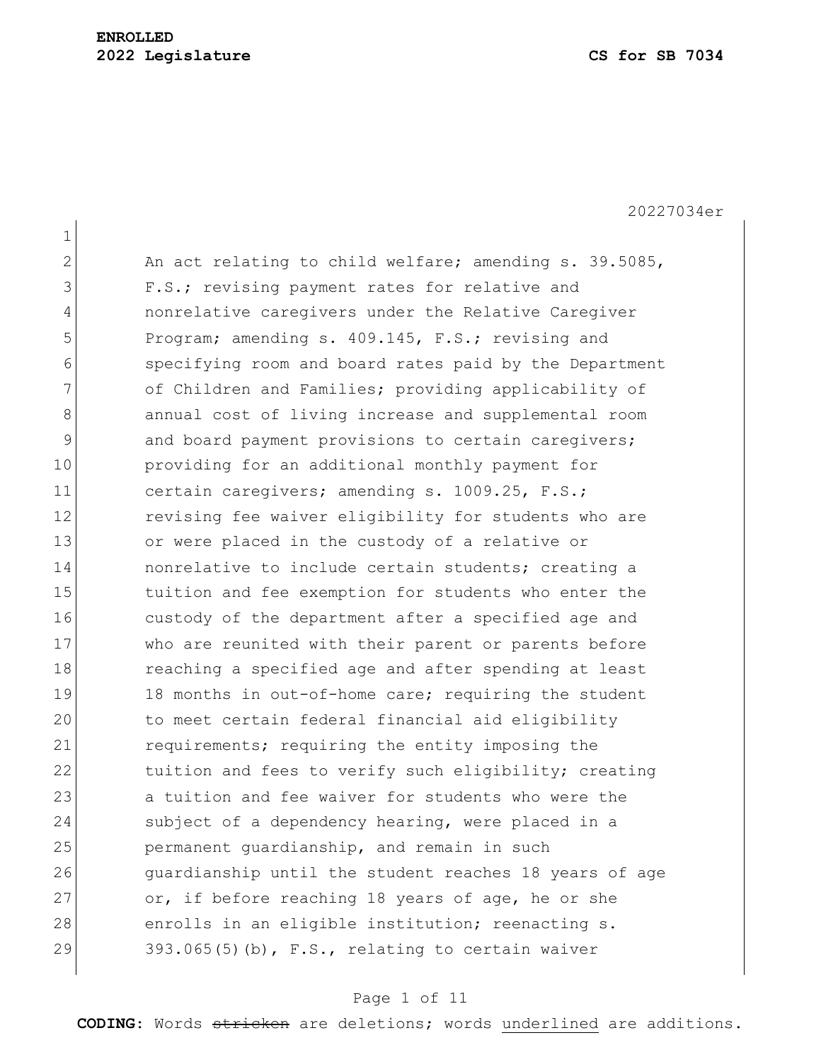**ENROLLED**
**2022 Legislature** **CS for SB 7034**

20227034er

An act relating to child welfare; amending s. 39.5085, F.S.; revising payment rates for relative and nonrelative caregivers under the Relative Caregiver Program; amending s. 409.145, F.S.; revising and specifying room and board rates paid by the Department of Children and Families; providing applicability of annual cost of living increase and supplemental room and board payment provisions to certain caregivers; providing for an additional monthly payment for certain caregivers; amending s. 1009.25, F.S.; revising fee waiver eligibility for students who are or were placed in the custody of a relative or nonrelative to include certain students; creating a tuition and fee exemption for students who enter the custody of the department after a specified age and who are reunited with their parent or parents before reaching a specified age and after spending at least 18 months in out-of-home care; requiring the student to meet certain federal financial aid eligibility requirements; requiring the entity imposing the tuition and fees to verify such eligibility; creating a tuition and fee waiver for students who were the subject of a dependency hearing, were placed in a permanent guardianship, and remain in such guardianship until the student reaches 18 years of age or, if before reaching 18 years of age, he or she enrolls in an eligible institution; reenacting s. 393.065(5)(b), F.S., relating to certain waiver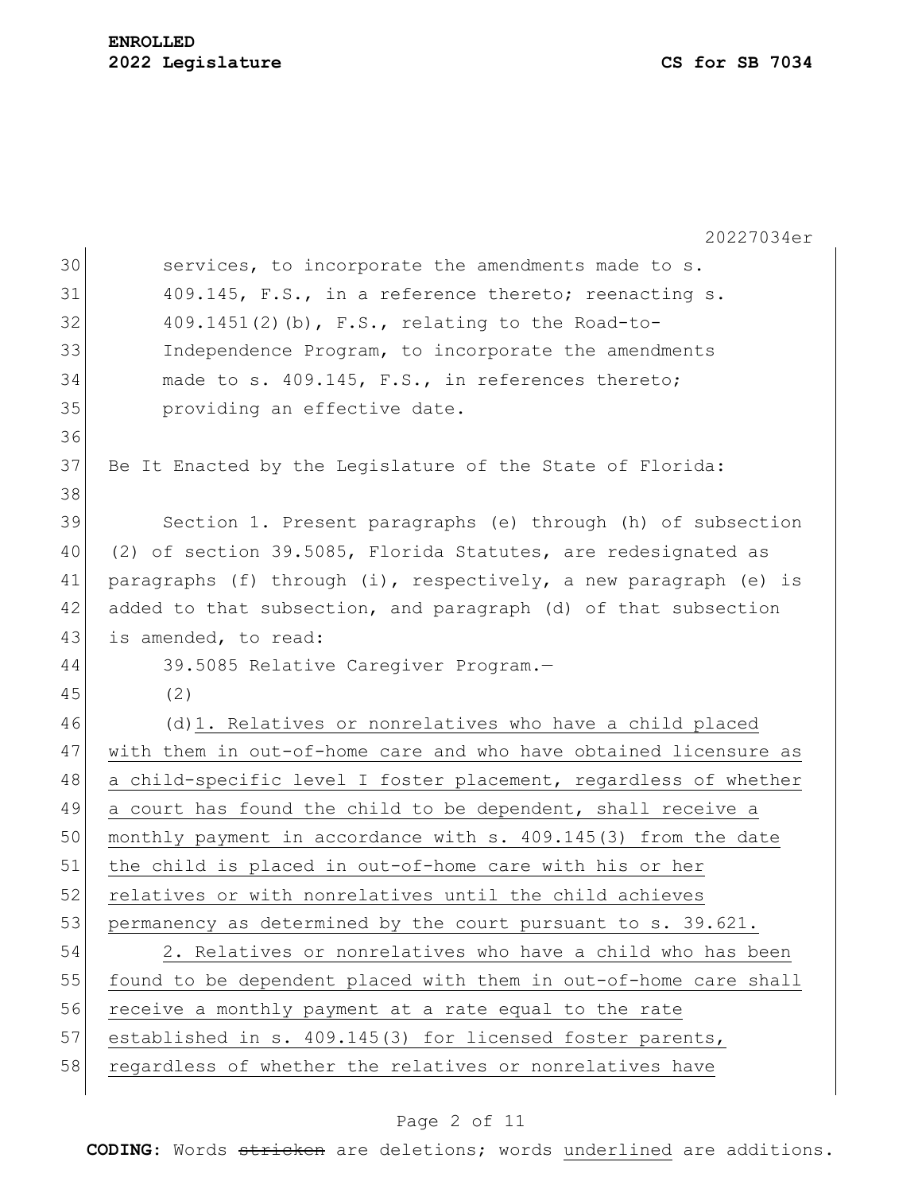services, to incorporate the amendments made to s. 409.145, F.S., in a reference thereto; reenacting s. 409.1451(2)(b), F.S., relating to the Road-to-Independence Program, to incorporate the amendments made to s. 409.145, F.S., in references thereto; providing an effective date.

Be It Enacted by the Legislature of the State of Florida:

Section 1. Present paragraphs (e) through (h) of subsection (2) of section 39.5085, Florida Statutes, are redesignated as paragraphs (f) through (i), respectively, a new paragraph (e) is added to that subsection, and paragraph (d) of that subsection is amended, to read:

39.5085 Relative Caregiver Program.—

(2)

(d)1. Relatives or nonrelatives who have a child placed with them in out-of-home care and who have obtained licensure as a child-specific level I foster placement, regardless of whether a court has found the child to be dependent, shall receive a monthly payment in accordance with s. 409.145(3) from the date the child is placed in out-of-home care with his or her relatives or with nonrelatives until the child achieves permanency as determined by the court pursuant to s. 39.621.

2. Relatives or nonrelatives who have a child who has been found to be dependent placed with them in out-of-home care shall receive a monthly payment at a rate equal to the rate established in s. 409.145(3) for licensed foster parents, regardless of whether the relatives or nonrelatives have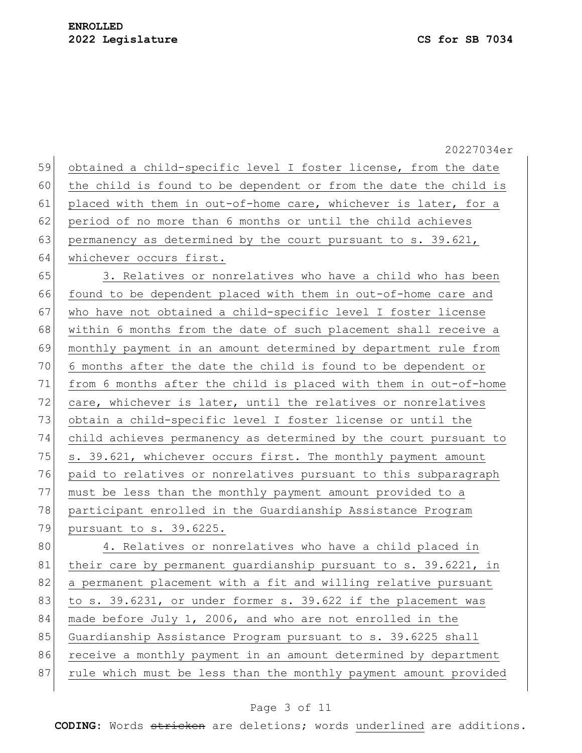obtained a child-specific level I foster license, from the date the child is found to be dependent or from the date the child is placed with them in out-of-home care, whichever is later, for a period of no more than 6 months or until the child achieves permanency as determined by the court pursuant to s. 39.621, whichever occurs first.

3. Relatives or nonrelatives who have a child who has been found to be dependent placed with them in out-of-home care and who have not obtained a child-specific level I foster license within 6 months from the date of such placement shall receive a monthly payment in an amount determined by department rule from 6 months after the date the child is found to be dependent or from 6 months after the child is placed with them in out-of-home care, whichever is later, until the relatives or nonrelatives obtain a child-specific level I foster license or until the child achieves permanency as determined by the court pursuant to s. 39.621, whichever occurs first. The monthly payment amount paid to relatives or nonrelatives pursuant to this subparagraph must be less than the monthly payment amount provided to a participant enrolled in the Guardianship Assistance Program pursuant to s. 39.6225.

4. Relatives or nonrelatives who have a child placed in their care by permanent guardianship pursuant to s. 39.6221, in a permanent placement with a fit and willing relative pursuant to s. 39.6231, or under former s. 39.622 if the placement was made before July 1, 2006, and who are not enrolled in the Guardianship Assistance Program pursuant to s. 39.6225 shall receive a monthly payment in an amount determined by department rule which must be less than the monthly payment amount provided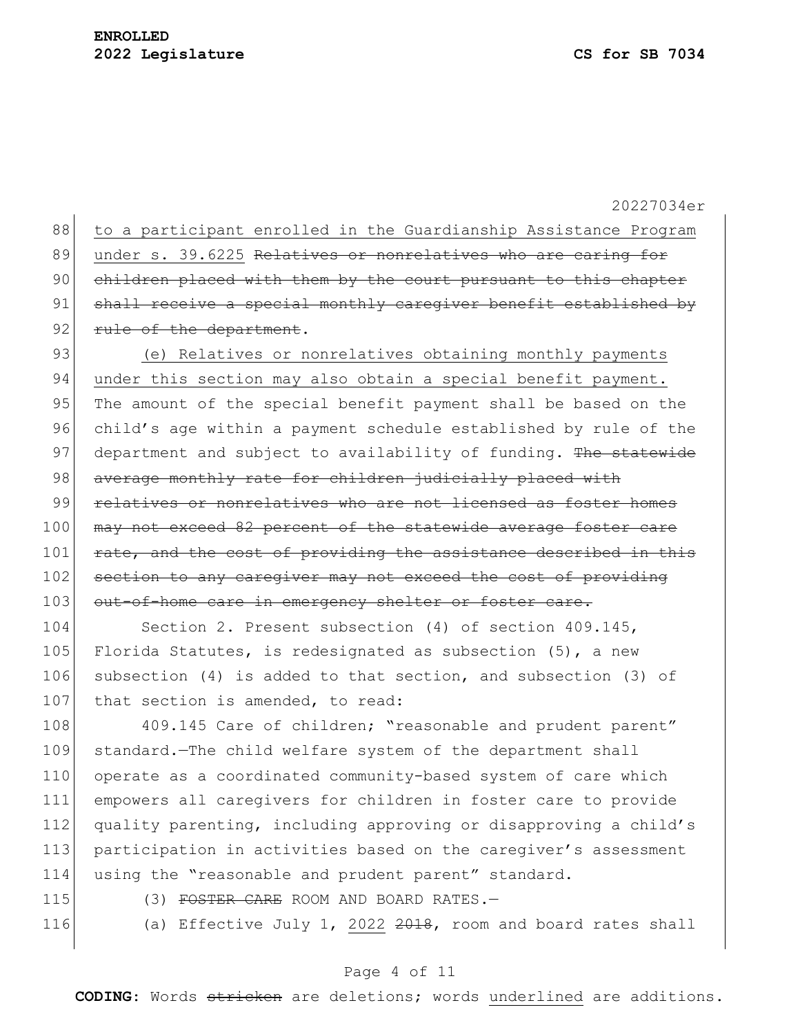<u>to a participant enrolled in the Guardianship Assistance Program under s. 39.6225</u> ~~Relatives or nonrelatives who are caring for children placed with them by the court pursuant to this chapter shall receive a special monthly caregiver benefit established by rule of the department~~.

(e) <u>Relatives or nonrelatives obtaining monthly payments under this section may also obtain a special benefit payment.</u> The amount of the special benefit payment shall be based on the child's age within a payment schedule established by rule of the department and subject to availability of funding. ~~The statewide average monthly rate for children judicially placed with relatives or nonrelatives who are not licensed as foster homes may not exceed 82 percent of the statewide average foster care rate, and the cost of providing the assistance described in this section to any caregiver may not exceed the cost of providing out-of-home care in emergency shelter or foster care.~~

Section 2. Present subsection (4) of section 409.145, Florida Statutes, is redesignated as subsection (5), a new subsection (4) is added to that section, and subsection (3) of that section is amended, to read:

409.145 Care of children; "reasonable and prudent parent" standard.—The child welfare system of the department shall operate as a coordinated community-based system of care which empowers all caregivers for children in foster care to provide quality parenting, including approving or disapproving a child's participation in activities based on the caregiver's assessment using the "reasonable and prudent parent" standard.

(3) ~~FOSTER CARE~~ ROOM AND BOARD RATES.—

(a) Effective July 1, <u>2022</u> ~~2018~~, room and board rates shall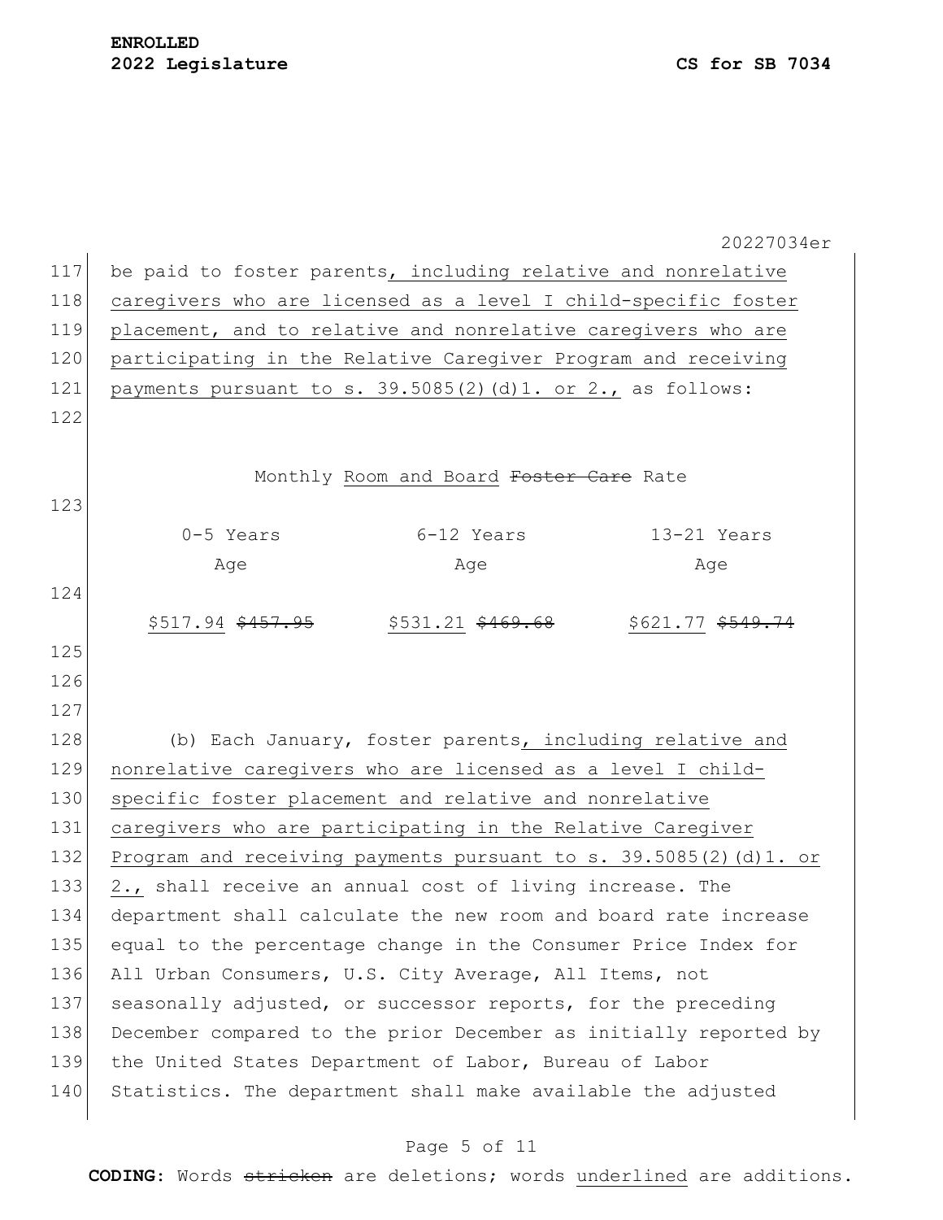be paid to foster parents, including relative and nonrelative caregivers who are licensed as a level I child-specific foster placement, and to relative and nonrelative caregivers who are participating in the Relative Caregiver Program and receiving payments pursuant to s. 39.5085(2)(d)1. or 2., as follows:

Monthly Room and Board ~~Foster Care~~ Rate

| 0-5 Years Age | 6-12 Years Age | 13-21 Years Age |
|---|---|---|
| $517.94 ~~$457.95~~ | $531.21 ~~$469.68~~ | $621.77 ~~$549.74~~ |

(b) Each January, foster parents, including relative and nonrelative caregivers who are licensed as a level I child-specific foster placement and relative and nonrelative caregivers who are participating in the Relative Caregiver Program and receiving payments pursuant to s. 39.5085(2)(d)1. or 2., shall receive an annual cost of living increase. The department shall calculate the new room and board rate increase equal to the percentage change in the Consumer Price Index for All Urban Consumers, U.S. City Average, All Items, not seasonally adjusted, or successor reports, for the preceding December compared to the prior December as initially reported by the United States Department of Labor, Bureau of Labor Statistics. The department shall make available the adjusted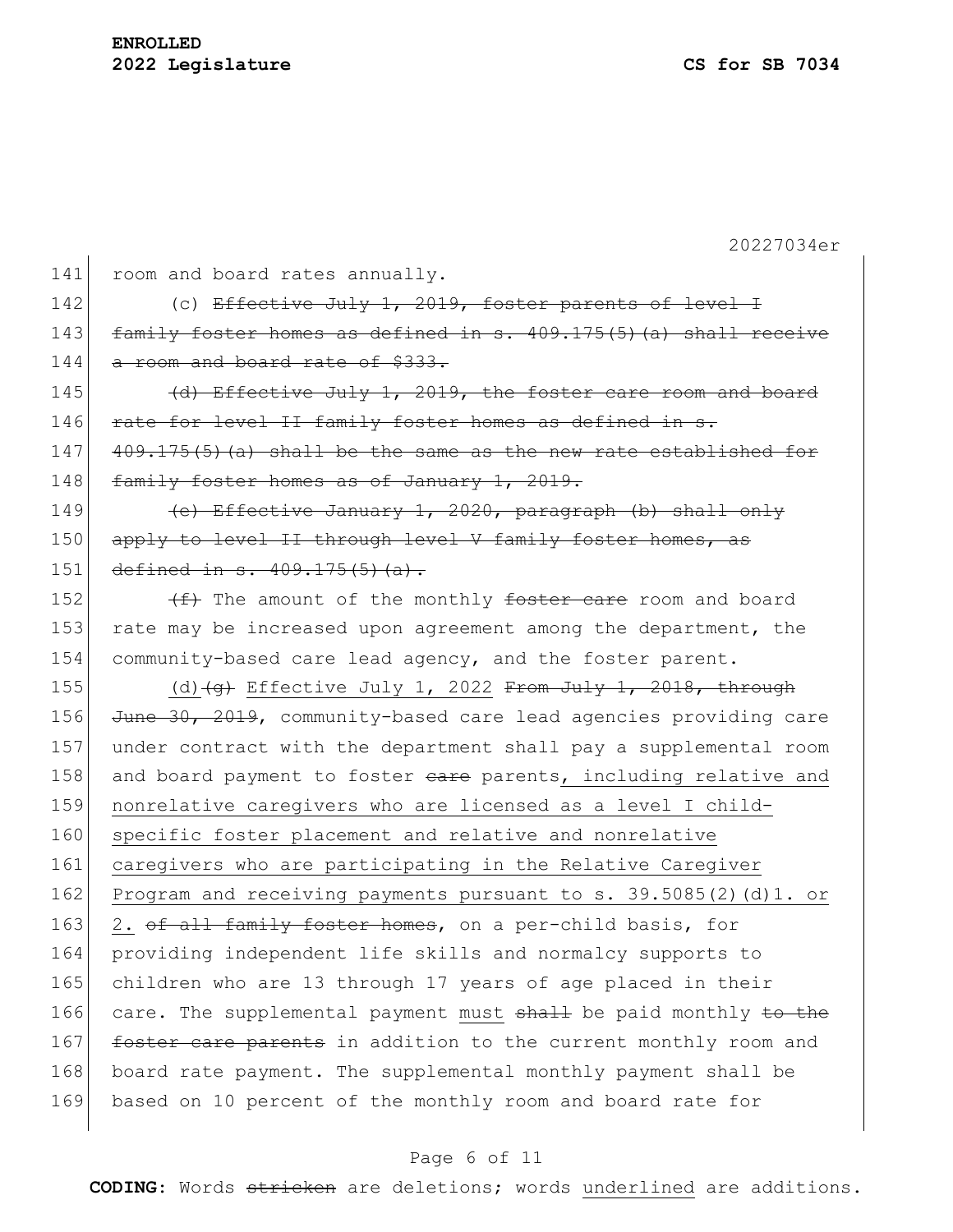room and board rates annually.

(c) ~~Effective July 1, 2019, foster parents of level I family foster homes as defined in s. 409.175(5)(a) shall receive a room and board rate of $333.~~

~~(d) Effective July 1, 2019, the foster care room and board rate for level II family foster homes as defined in s. 409.175(5)(a) shall be the same as the new rate established for family foster homes as of January 1, 2019.~~

~~(e) Effective January 1, 2020, paragraph (b) shall only apply to level II through level V family foster homes, as defined in s. 409.175(5)(a).~~

~~(f)~~ The amount of the monthly ~~foster care~~ room and board rate may be increased upon agreement among the department, the community-based care lead agency, and the foster parent.

<u>(d)</u>~~(g)~~ <u>Effective July 1, 2022</u> ~~From July 1, 2018, through June 30, 2019~~, community-based care lead agencies providing care under contract with the department shall pay a supplemental room and board payment to foster ~~care~~ parents<u>, including relative and nonrelative caregivers who are licensed as a level I child-specific foster placement and relative and nonrelative caregivers who are participating in the Relative Caregiver Program and receiving payments pursuant to s. 39.5085(2)(d)1. or 2.</u> ~~of all family foster homes~~, on a per-child basis, for providing independent life skills and normalcy supports to children who are 13 through 17 years of age placed in their care. The supplemental payment <u>must</u> ~~shall~~ be paid monthly ~~to the foster care parents~~ in addition to the current monthly room and board rate payment. The supplemental monthly payment shall be based on 10 percent of the monthly room and board rate for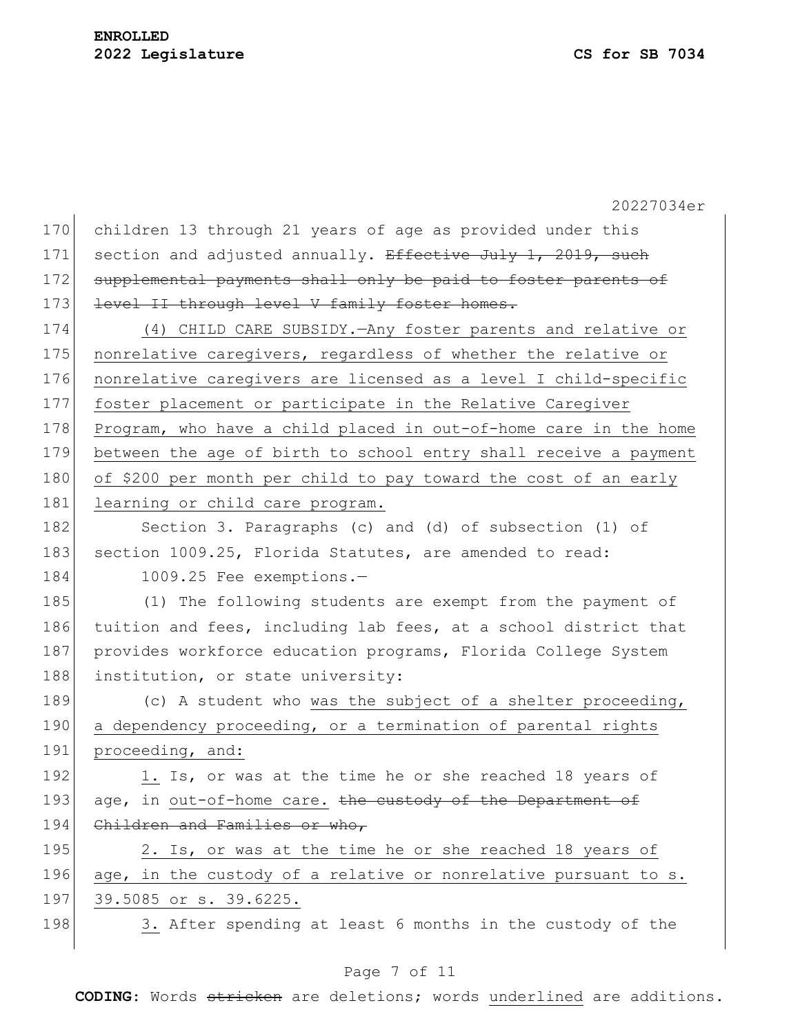children 13 through 21 years of age as provided under this section and adjusted annually. ~~Effective July 1, 2019, such supplemental payments shall only be paid to foster parents of level II through level V family foster homes.~~

<u>(4) CHILD CARE SUBSIDY.—Any foster parents and relative or nonrelative caregivers, regardless of whether the relative or nonrelative caregivers are licensed as a level I child-specific foster placement or participate in the Relative Caregiver Program, who have a child placed in out-of-home care in the home between the age of birth to school entry shall receive a payment of $200 per month per child to pay toward the cost of an early learning or child care program.</u>

Section 3. Paragraphs (c) and (d) of subsection (1) of section 1009.25, Florida Statutes, are amended to read:

1009.25 Fee exemptions.—

(1) The following students are exempt from the payment of tuition and fees, including lab fees, at a school district that provides workforce education programs, Florida College System institution, or state university:

(c) A student who <u>was the subject of a shelter proceeding, a dependency proceeding, or a termination of parental rights proceeding, and:</u>

<u>1.</u> Is, or was at the time he or she reached 18 years of age, in <u>out-of-home care.</u> ~~the custody of the Department of Children and Families or who,~~

<u>2. Is, or was at the time he or she reached 18 years of age, in the custody of a relative or nonrelative pursuant to s. 39.5085 or s. 39.6225.</u>

<u>3.</u> After spending at least 6 months in the custody of the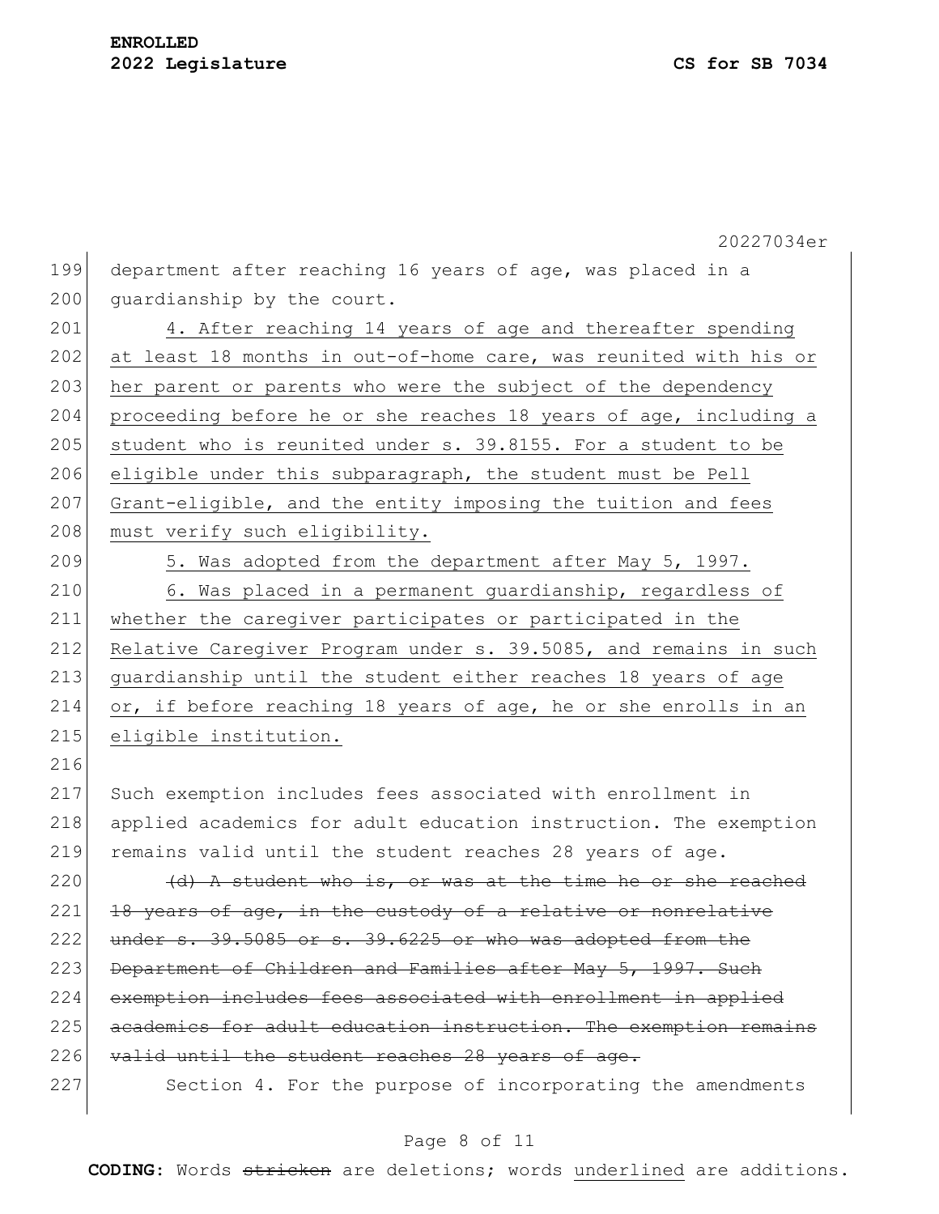department after reaching 16 years of age, was placed in a guardianship by the court.

<u>4. After reaching 14 years of age and thereafter spending at least 18 months in out-of-home care, was reunited with his or her parent or parents who were the subject of the dependency proceeding before he or she reaches 18 years of age, including a student who is reunited under s. 39.8155. For a student to be eligible under this subparagraph, the student must be Pell Grant-eligible, and the entity imposing the tuition and fees must verify such eligibility.</u>

<u>5. Was adopted from the department after May 5, 1997.</u>

<u>6. Was placed in a permanent guardianship, regardless of whether the caregiver participates or participated in the Relative Caregiver Program under s. 39.5085, and remains in such guardianship until the student either reaches 18 years of age or, if before reaching 18 years of age, he or she enrolls in an eligible institution.</u>

Such exemption includes fees associated with enrollment in applied academics for adult education instruction. The exemption remains valid until the student reaches 28 years of age.

~~(d) A student who is, or was at the time he or she reached 18 years of age, in the custody of a relative or nonrelative under s. 39.5085 or s. 39.6225 or who was adopted from the Department of Children and Families after May 5, 1997. Such exemption includes fees associated with enrollment in applied academics for adult education instruction. The exemption remains valid until the student reaches 28 years of age.~~

Section 4. For the purpose of incorporating the amendments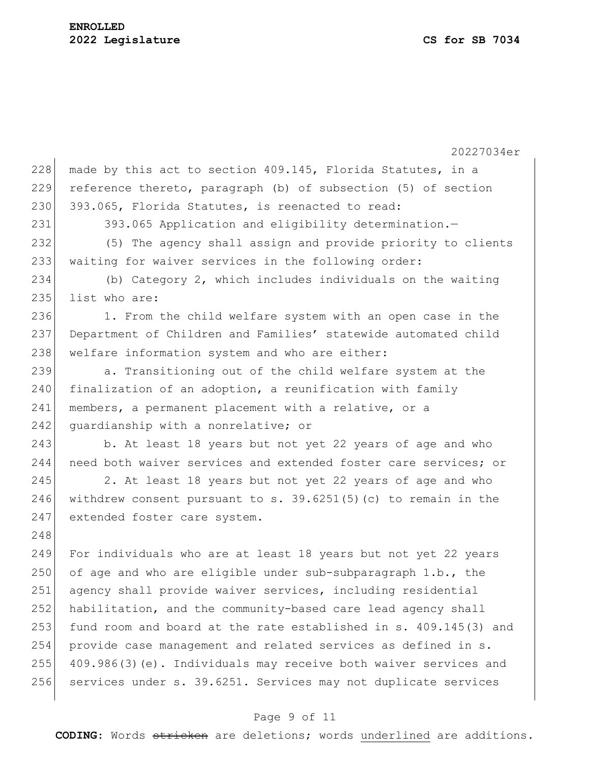made by this act to section 409.145, Florida Statutes, in a reference thereto, paragraph (b) of subsection (5) of section 393.065, Florida Statutes, is reenacted to read:

393.065 Application and eligibility determination.—

(5) The agency shall assign and provide priority to clients waiting for waiver services in the following order:

(b) Category 2, which includes individuals on the waiting list who are:

1. From the child welfare system with an open case in the Department of Children and Families' statewide automated child welfare information system and who are either:

a. Transitioning out of the child welfare system at the finalization of an adoption, a reunification with family members, a permanent placement with a relative, or a guardianship with a nonrelative; or

b. At least 18 years but not yet 22 years of age and who need both waiver services and extended foster care services; or

2. At least 18 years but not yet 22 years of age and who withdrew consent pursuant to s. 39.6251(5)(c) to remain in the extended foster care system.

For individuals who are at least 18 years but not yet 22 years of age and who are eligible under sub-subparagraph 1.b., the agency shall provide waiver services, including residential habilitation, and the community-based care lead agency shall fund room and board at the rate established in s. 409.145(3) and provide case management and related services as defined in s. 409.986(3)(e). Individuals may receive both waiver services and services under s. 39.6251. Services may not duplicate services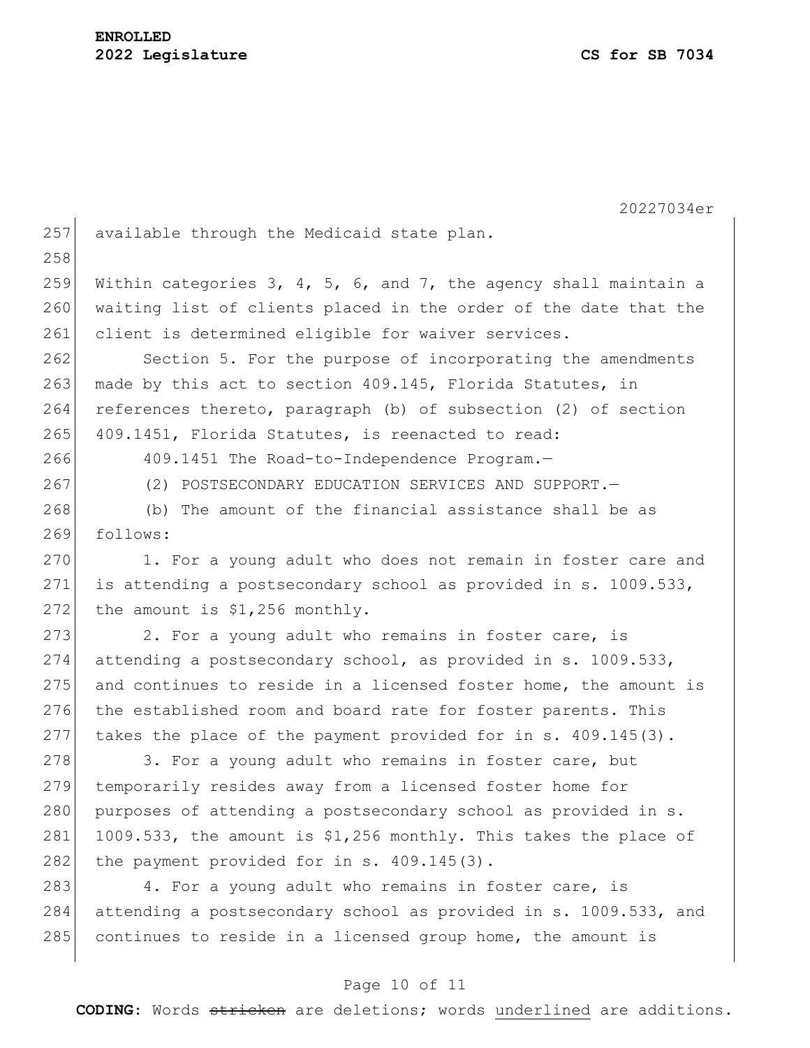available through the Medicaid state plan.

Within categories 3, 4, 5, 6, and 7, the agency shall maintain a waiting list of clients placed in the order of the date that the client is determined eligible for waiver services.

Section 5. For the purpose of incorporating the amendments made by this act to section 409.145, Florida Statutes, in references thereto, paragraph (b) of subsection (2) of section 409.1451, Florida Statutes, is reenacted to read:

409.1451 The Road-to-Independence Program.—

(2) POSTSECONDARY EDUCATION SERVICES AND SUPPORT.—

(b) The amount of the financial assistance shall be as follows:

1. For a young adult who does not remain in foster care and is attending a postsecondary school as provided in s. 1009.533, the amount is $1,256 monthly.

2. For a young adult who remains in foster care, is attending a postsecondary school, as provided in s. 1009.533, and continues to reside in a licensed foster home, the amount is the established room and board rate for foster parents. This takes the place of the payment provided for in s. 409.145(3).

3. For a young adult who remains in foster care, but temporarily resides away from a licensed foster home for purposes of attending a postsecondary school as provided in s. 1009.533, the amount is $1,256 monthly. This takes the place of the payment provided for in s. 409.145(3).

4. For a young adult who remains in foster care, is attending a postsecondary school as provided in s. 1009.533, and continues to reside in a licensed group home, the amount is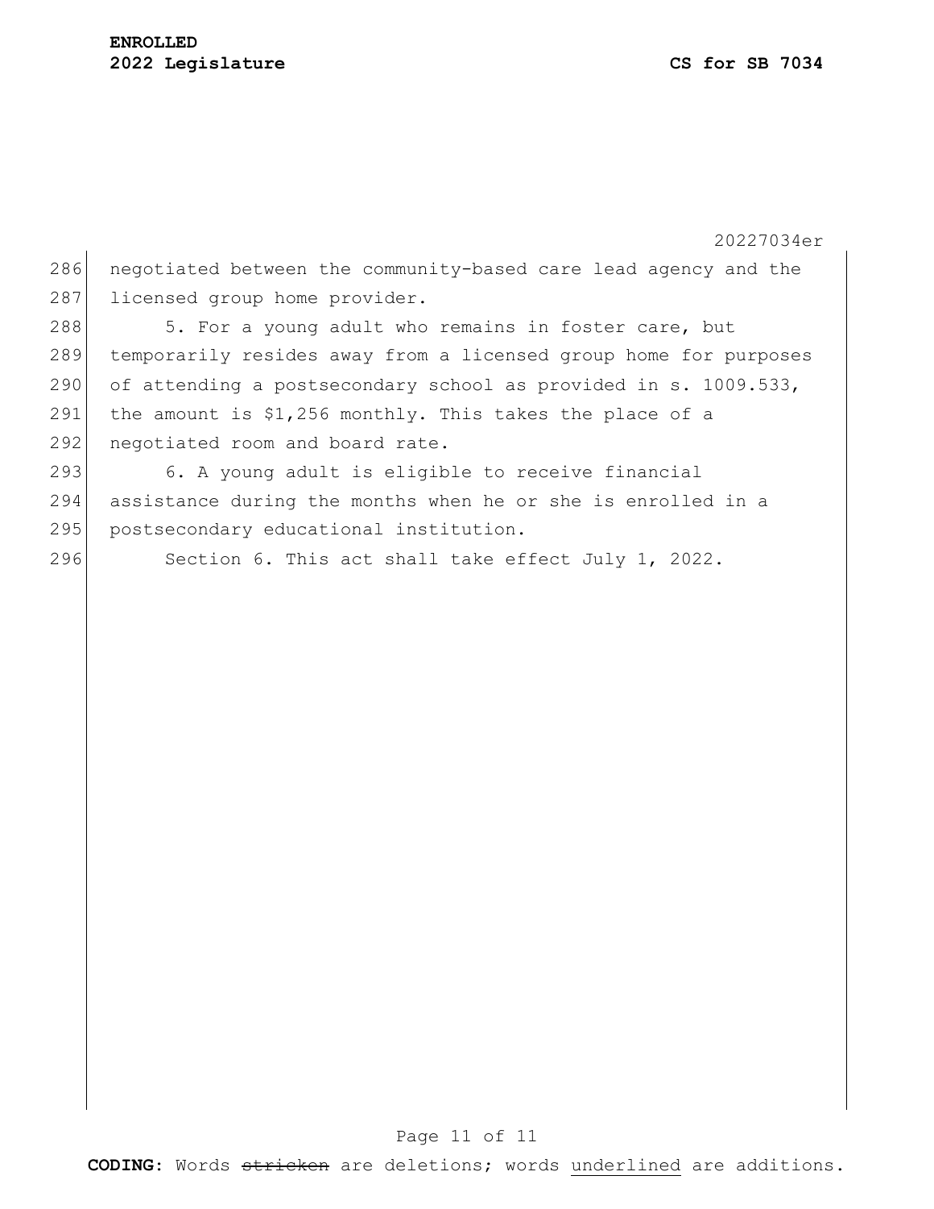negotiated between the community-based care lead agency and the licensed group home provider.

5. For a young adult who remains in foster care, but temporarily resides away from a licensed group home for purposes of attending a postsecondary school as provided in s. 1009.533, the amount is $1,256 monthly. This takes the place of a negotiated room and board rate.

6. A young adult is eligible to receive financial assistance during the months when he or she is enrolled in a postsecondary educational institution.

Section 6. This act shall take effect July 1, 2022.